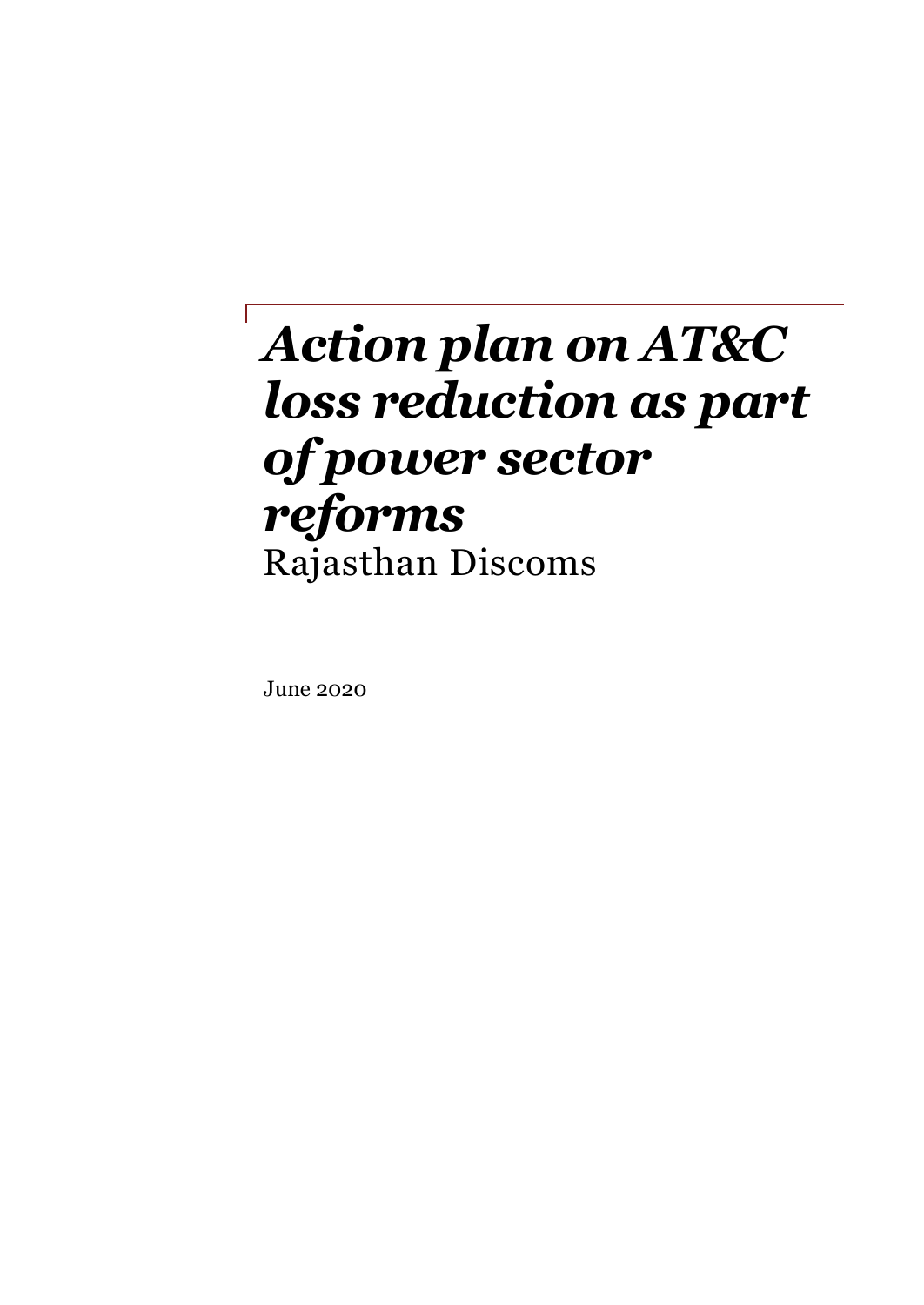# *Action plan on AT&C loss reduction as part of power sector reforms*

Rajasthan Discoms

June 2020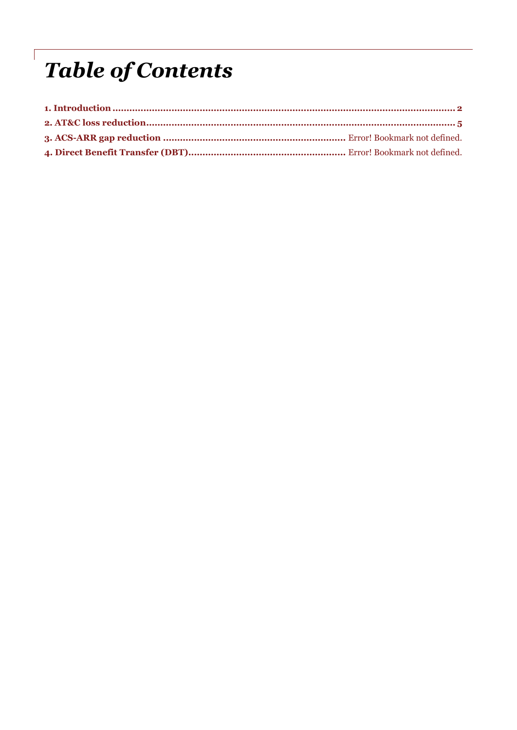# *Table of Contents*

**1. Introduction** ........................................................................................................................ **2**

**2. AT&C loss reduction** ................................................................................................................ **5**

**3. ACS-ARR gap reduction** ................................................................ Error! Bookmark not defined.

**4. Direct Benefit Transfer (DBT)** ........................................................ Error! Bookmark not defined.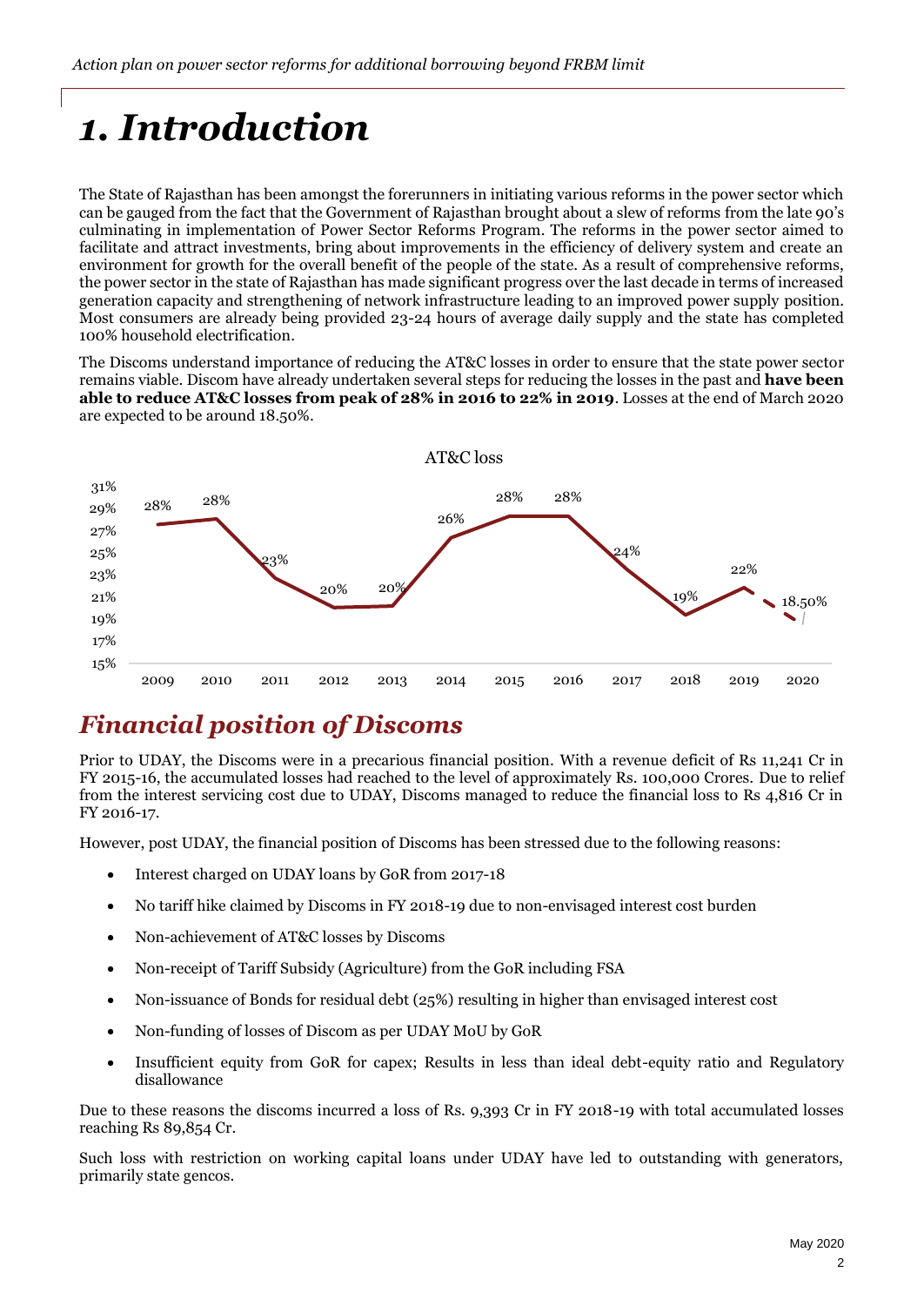# 1. Introduction

The State of Rajasthan has been amongst the forerunners in initiating various reforms in the power sector which can be gauged from the fact that the Government of Rajasthan brought about a slew of reforms from the late 90's culminating in implementation of Power Sector Reforms Program. The reforms in the power sector aimed to facilitate and attract investments, bring about improvements in the efficiency of delivery system and create an environment for growth for the overall benefit of the people of the state. As a result of comprehensive reforms, the power sector in the state of Rajasthan has made significant progress over the last decade in terms of increased generation capacity and strengthening of network infrastructure leading to an improved power supply position. Most consumers are already being provided 23-24 hours of average daily supply and the state has completed 100% household electrification.

The Discoms understand importance of reducing the AT&C losses in order to ensure that the state power sector remains viable. Discom have already undertaken several steps for reducing the losses in the past and **have been able to reduce AT&C losses from peak of 28% in 2016 to 22% in 2019**. Losses at the end of March 2020 are expected to be around 18.50%.

AT&C loss

| Year | 2009 | 2010 | 2011 | 2012 | 2013 | 2014 | 2015 | 2016 | 2017 | 2018 | 2019 | 2020 |
|---|---|---|---|---|---|---|---|---|---|---|---|---|
| AT&C loss | 28% | 28% | 23% | 20% | 20% | 26% | 28% | 28% | 24% | 19% | 22% | 18.50% |

## Financial position of Discoms

Prior to UDAY, the Discoms were in a precarious financial position. With a revenue deficit of Rs 11,241 Cr in FY 2015-16, the accumulated losses had reached to the level of approximately Rs. 100,000 Crores. Due to relief from the interest servicing cost due to UDAY, Discoms managed to reduce the financial loss to Rs 4,816 Cr in FY 2016-17.

However, post UDAY, the financial position of Discoms has been stressed due to the following reasons:

- Interest charged on UDAY loans by GoR from 2017-18
- No tariff hike claimed by Discoms in FY 2018-19 due to non-envisaged interest cost burden
- Non-achievement of AT&C losses by Discoms
- Non-receipt of Tariff Subsidy (Agriculture) from the GoR including FSA
- Non-issuance of Bonds for residual debt (25%) resulting in higher than envisaged interest cost
- Non-funding of losses of Discom as per UDAY MoU by GoR
- Insufficient equity from GoR for capex; Results in less than ideal debt-equity ratio and Regulatory disallowance

Due to these reasons the discoms incurred a loss of Rs. 9,393 Cr in FY 2018-19 with total accumulated losses reaching Rs 89,854 Cr.

Such loss with restriction on working capital loans under UDAY have led to outstanding with generators, primarily state gencos.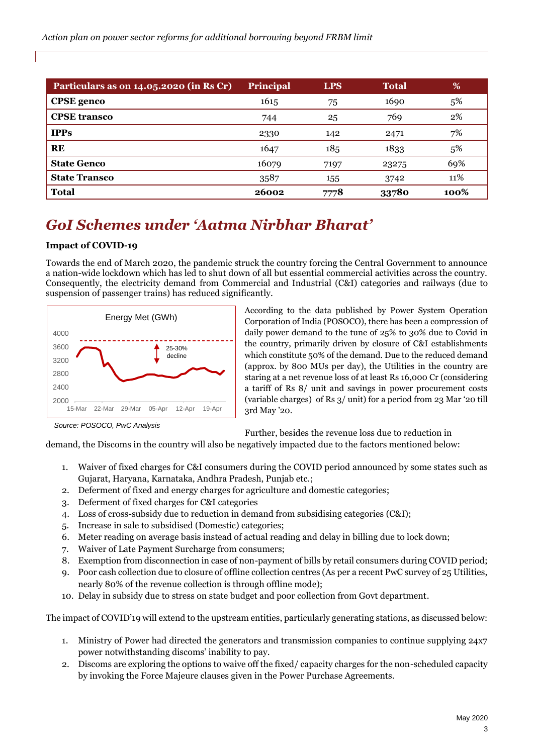| Particulars as on 14.05.2020 (in Rs Cr) | Principal | LPS | Total | % |
|---|---|---|---|---|
| **CPSE genco** | 1615 | 75 | 1690 | 5% |
| **CPSE transco** | 744 | 25 | 769 | 2% |
| **IPPs** | 2330 | 142 | 2471 | 7% |
| **RE** | 1647 | 185 | 1833 | 5% |
| **State Genco** | 16079 | 7197 | 23275 | 69% |
| **State Transco** | 3587 | 155 | 3742 | 11% |
| **Total** | **26002** | **7778** | **33780** | **100%** |

# *GoI Schemes under 'Aatma Nirbhar Bharat'*

**Impact of COVID-19**

Towards the end of March 2020, the pandemic struck the country forcing the Central Government to announce a nation-wide lockdown which has led to shut down of all but essential commercial activities across the country. Consequently, the electricity demand from Commercial and Industrial (C&I) categories and railways (due to suspension of passenger trains) has reduced significantly.

Source: POSOCO, PwC Analysis

According to the data published by Power System Operation Corporation of India (POSOCO), there has been a compression of daily power demand to the tune of 25% to 30% due to Covid in the country, primarily driven by closure of C&I establishments which constitute 50% of the demand. Due to the reduced demand (approx. by 800 MUs per day), the Utilities in the country are staring at a net revenue loss of at least Rs 16,000 Cr (considering a tariff of Rs 8/ unit and savings in power procurement costs (variable charges) of Rs 3/ unit) for a period from 23 Mar '20 till 3rd May '20.

Further, besides the revenue loss due to reduction in demand, the Discoms in the country will also be negatively impacted due to the factors mentioned below:

1. Waiver of fixed charges for C&I consumers during the COVID period announced by some states such as Gujarat, Haryana, Karnataka, Andhra Pradesh, Punjab etc.;
2. Deferment of fixed and energy charges for agriculture and domestic categories;
3. Deferment of fixed charges for C&I categories
4. Loss of cross-subsidy due to reduction in demand from subsidising categories (C&I);
5. Increase in sale to subsidised (Domestic) categories;
6. Meter reading on average basis instead of actual reading and delay in billing due to lock down;
7. Waiver of Late Payment Surcharge from consumers;
8. Exemption from disconnection in case of non-payment of bills by retail consumers during COVID period;
9. Poor cash collection due to closure of offline collection centres (As per a recent PwC survey of 25 Utilities, nearly 80% of the revenue collection is through offline mode);
10. Delay in subsidy due to stress on state budget and poor collection from Govt department.

The impact of COVID'19 will extend to the upstream entities, particularly generating stations, as discussed below:

1. Ministry of Power had directed the generators and transmission companies to continue supplying 24x7 power notwithstanding discoms' inability to pay.
2. Discoms are exploring the options to waive off the fixed/ capacity charges for the non-scheduled capacity by invoking the Force Majeure clauses given in the Power Purchase Agreements.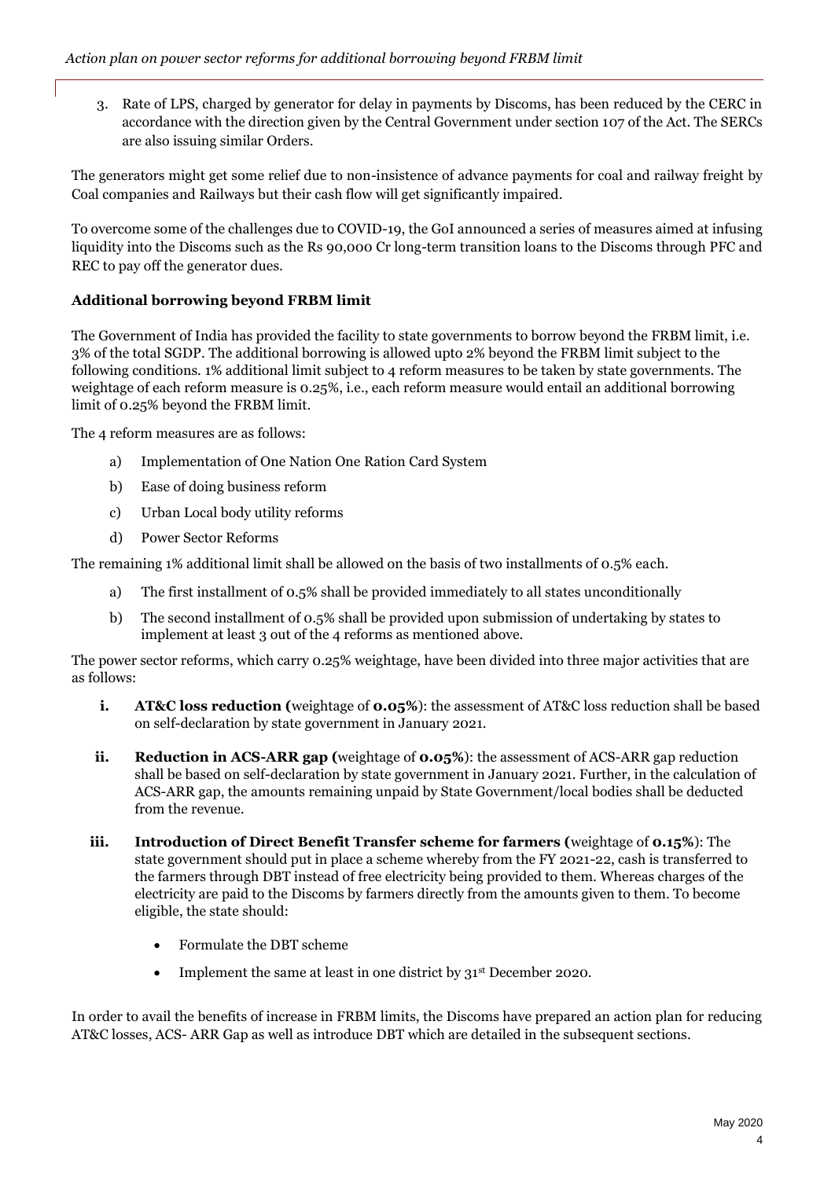3. Rate of LPS, charged by generator for delay in payments by Discoms, has been reduced by the CERC in accordance with the direction given by the Central Government under section 107 of the Act. The SERCs are also issuing similar Orders.

The generators might get some relief due to non-insistence of advance payments for coal and railway freight by Coal companies and Railways but their cash flow will get significantly impaired.

To overcome some of the challenges due to COVID-19, the GoI announced a series of measures aimed at infusing liquidity into the Discoms such as the Rs 90,000 Cr long-term transition loans to the Discoms through PFC and REC to pay off the generator dues.

**Additional borrowing beyond FRBM limit**

The Government of India has provided the facility to state governments to borrow beyond the FRBM limit, i.e. 3% of the total SGDP. The additional borrowing is allowed upto 2% beyond the FRBM limit subject to the following conditions. 1% additional limit subject to 4 reform measures to be taken by state governments. The weightage of each reform measure is 0.25%, i.e., each reform measure would entail an additional borrowing limit of 0.25% beyond the FRBM limit.

The 4 reform measures are as follows:

a) Implementation of One Nation One Ration Card System
b) Ease of doing business reform
c) Urban Local body utility reforms
d) Power Sector Reforms

The remaining 1% additional limit shall be allowed on the basis of two installments of 0.5% each.

a) The first installment of 0.5% shall be provided immediately to all states unconditionally
b) The second installment of 0.5% shall be provided upon submission of undertaking by states to implement at least 3 out of the 4 reforms as mentioned above.

The power sector reforms, which carry 0.25% weightage, have been divided into three major activities that are as follows:

**i. AT&C loss reduction (**weightage of **0.05%**): the assessment of AT&C loss reduction shall be based on self-declaration by state government in January 2021.

**ii. Reduction in ACS-ARR gap (**weightage of **0.05%**): the assessment of ACS-ARR gap reduction shall be based on self-declaration by state government in January 2021. Further, in the calculation of ACS-ARR gap, the amounts remaining unpaid by State Government/local bodies shall be deducted from the revenue.

**iii. Introduction of Direct Benefit Transfer scheme for farmers (**weightage of **0.15%**): The state government should put in place a scheme whereby from the FY 2021-22, cash is transferred to the farmers through DBT instead of free electricity being provided to them. Whereas charges of the electricity are paid to the Discoms by farmers directly from the amounts given to them. To become eligible, the state should:

- Formulate the DBT scheme
- Implement the same at least in one district by 31st December 2020.

In order to avail the benefits of increase in FRBM limits, the Discoms have prepared an action plan for reducing AT&C losses, ACS- ARR Gap as well as introduce DBT which are detailed in the subsequent sections.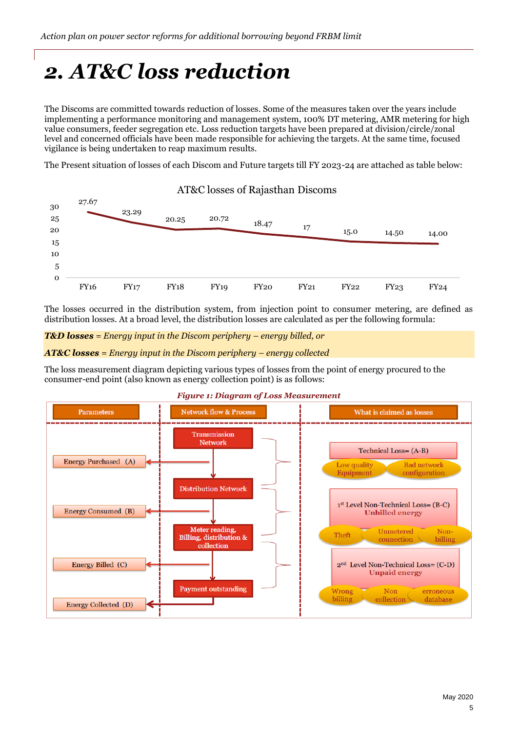# 2. AT&C loss reduction

The Discoms are committed towards reduction of losses. Some of the measures taken over the years include implementing a performance monitoring and management system, 100% DT metering, AMR metering for high value consumers, feeder segregation etc. Loss reduction targets have been prepared at division/circle/zonal level and concerned officials have been made responsible for achieving the targets. At the same time, focused vigilance is being undertaken to reap maximum results.

The Present situation of losses of each Discom and Future targets till FY 2023-24 are attached as table below:

AT&C losses of Rajasthan Discoms

| FY16 | FY17 | FY18 | FY19 | FY20 | FY21 | FY22 | FY23 | FY24 |
|---|---|---|---|---|---|---|---|---|
| 27.67 | 23.29 | 20.25 | 20.72 | 18.47 | 17 | 15.0 | 14.50 | 14.00 |

The losses occurred in the distribution system, from injection point to consumer metering, are defined as distribution losses. At a broad level, the distribution losses are calculated as per the following formula:

***T&D losses*** *= Energy input in the Discom periphery – energy billed, or*

***AT&C losses*** *= Energy input in the Discom periphery – energy collected*

The loss measurement diagram depicting various types of losses from the point of energy procured to the consumer-end point (also known as energy collection point) is as follows:

***Figure 1: Diagram of Loss Measurement***

| Parameters | Network flow & Process | What is claimed as losses |
|---|---|---|
| Energy Purchased (A) | Transmission Network | Technical Loss= (A-B): Low quality Equipment; Bad network configuration |
| Energy Consumed (B) | Distribution Network | 1st Level Non-Technical Loss= (B-C) Unbilled energy: Theft; Unmetered connection; Non-billing |
| Energy Billed (C) | Meter reading, Billing, distribution & collection | 2nd Level Non-Technical Loss= (C-D) Unpaid energy: Wrong billing; Non collection; erroneous database |
| Energy Collected (D) | Payment outstanding | |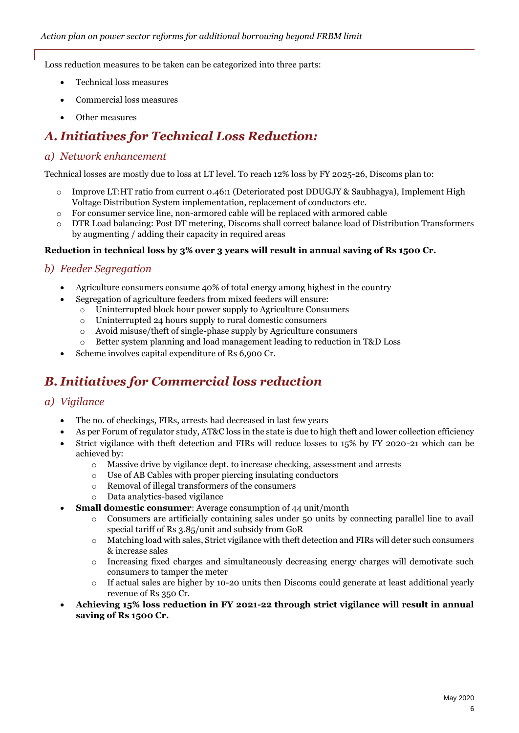Loss reduction measures to be taken can be categorized into three parts:

- Technical loss measures
- Commercial loss measures
- Other measures

## A. Initiatives for Technical Loss Reduction:

### a) Network enhancement

Technical losses are mostly due to loss at LT level. To reach 12% loss by FY 2025-26, Discoms plan to:

- Improve LT:HT ratio from current 0.46:1 (Deteriorated post DDUGJY & Saubhagya), Implement High Voltage Distribution System implementation, replacement of conductors etc.
- For consumer service line, non-armored cable will be replaced with armored cable
- DTR Load balancing: Post DT metering, Discoms shall correct balance load of Distribution Transformers by augmenting / adding their capacity in required areas

**Reduction in technical loss by 3% over 3 years will result in annual saving of Rs 1500 Cr.**

### b) Feeder Segregation

- Agriculture consumers consume 40% of total energy among highest in the country
- Segregation of agriculture feeders from mixed feeders will ensure:
  - Uninterrupted block hour power supply to Agriculture Consumers
  - Uninterrupted 24 hours supply to rural domestic consumers
  - Avoid misuse/theft of single-phase supply by Agriculture consumers
  - Better system planning and load management leading to reduction in T&D Loss
- Scheme involves capital expenditure of Rs 6,900 Cr.

## B. Initiatives for Commercial loss reduction

### a) Vigilance

- The no. of checkings, FIRs, arrests had decreased in last few years
- As per Forum of regulator study, AT&C loss in the state is due to high theft and lower collection efficiency
- Strict vigilance with theft detection and FIRs will reduce losses to 15% by FY 2020-21 which can be achieved by:
  - Massive drive by vigilance dept. to increase checking, assessment and arrests
  - Use of AB Cables with proper piercing insulating conductors
  - Removal of illegal transformers of the consumers
  - Data analytics-based vigilance
- **Small domestic consumer**: Average consumption of 44 unit/month
  - Consumers are artificially containing sales under 50 units by connecting parallel line to avail special tariff of Rs 3.85/unit and subsidy from GoR
  - Matching load with sales, Strict vigilance with theft detection and FIRs will deter such consumers & increase sales
  - Increasing fixed charges and simultaneously decreasing energy charges will demotivate such consumers to tamper the meter
  - If actual sales are higher by 10-20 units then Discoms could generate at least additional yearly revenue of Rs 350 Cr.
- **Achieving 15% loss reduction in FY 2021-22 through strict vigilance will result in annual saving of Rs 1500 Cr.**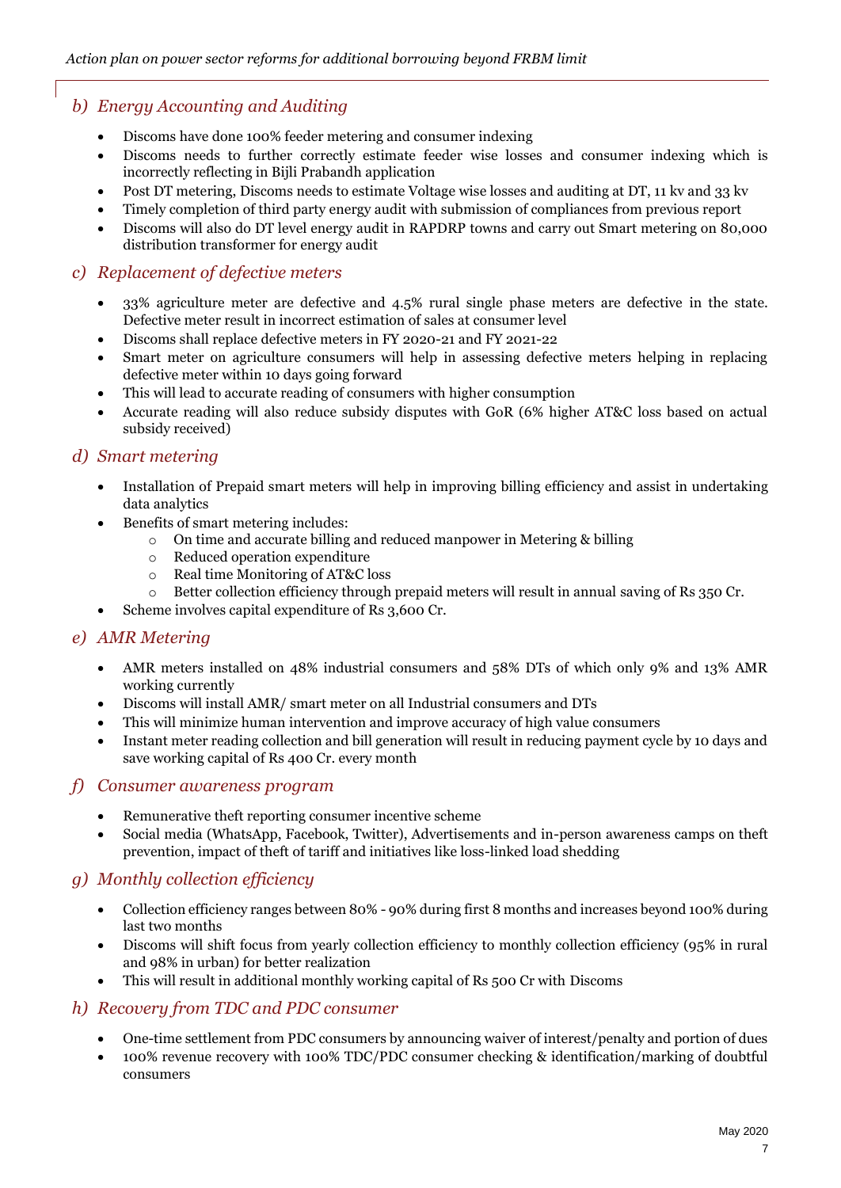### *b) Energy Accounting and Auditing*

- Discoms have done 100% feeder metering and consumer indexing
- Discoms needs to further correctly estimate feeder wise losses and consumer indexing which is incorrectly reflecting in Bijli Prabandh application
- Post DT metering, Discoms needs to estimate Voltage wise losses and auditing at DT, 11 kv and 33 kv
- Timely completion of third party energy audit with submission of compliances from previous report
- Discoms will also do DT level energy audit in RAPDRP towns and carry out Smart metering on 80,000 distribution transformer for energy audit

### *c) Replacement of defective meters*

- 33% agriculture meter are defective and 4.5% rural single phase meters are defective in the state. Defective meter result in incorrect estimation of sales at consumer level
- Discoms shall replace defective meters in FY 2020-21 and FY 2021-22
- Smart meter on agriculture consumers will help in assessing defective meters helping in replacing defective meter within 10 days going forward
- This will lead to accurate reading of consumers with higher consumption
- Accurate reading will also reduce subsidy disputes with GoR (6% higher AT&C loss based on actual subsidy received)

### *d) Smart metering*

- Installation of Prepaid smart meters will help in improving billing efficiency and assist in undertaking data analytics
- Benefits of smart metering includes:
  - On time and accurate billing and reduced manpower in Metering & billing
  - Reduced operation expenditure
  - Real time Monitoring of AT&C loss
  - Better collection efficiency through prepaid meters will result in annual saving of Rs 350 Cr.
- Scheme involves capital expenditure of Rs 3,600 Cr.

### *e) AMR Metering*

- AMR meters installed on 48% industrial consumers and 58% DTs of which only 9% and 13% AMR working currently
- Discoms will install AMR/ smart meter on all Industrial consumers and DTs
- This will minimize human intervention and improve accuracy of high value consumers
- Instant meter reading collection and bill generation will result in reducing payment cycle by 10 days and save working capital of Rs 400 Cr. every month

### *f) Consumer awareness program*

- Remunerative theft reporting consumer incentive scheme
- Social media (WhatsApp, Facebook, Twitter), Advertisements and in-person awareness camps on theft prevention, impact of theft of tariff and initiatives like loss-linked load shedding

### *g) Monthly collection efficiency*

- Collection efficiency ranges between 80% - 90% during first 8 months and increases beyond 100% during last two months
- Discoms will shift focus from yearly collection efficiency to monthly collection efficiency (95% in rural and 98% in urban) for better realization
- This will result in additional monthly working capital of Rs 500 Cr with Discoms

### *h) Recovery from TDC and PDC consumer*

- One-time settlement from PDC consumers by announcing waiver of interest/penalty and portion of dues
- 100% revenue recovery with 100% TDC/PDC consumer checking & identification/marking of doubtful consumers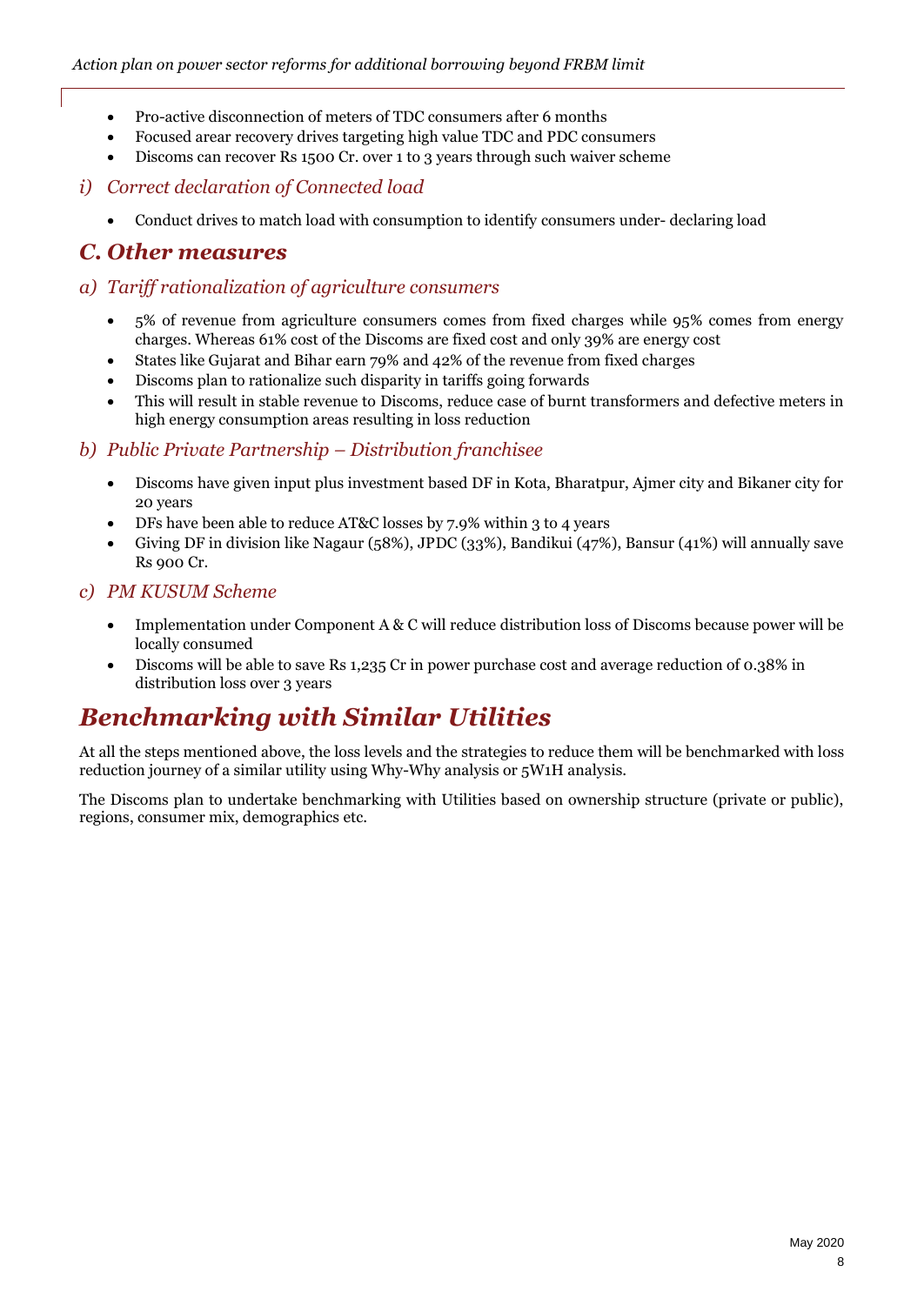- Pro-active disconnection of meters of TDC consumers after 6 months
- Focused arear recovery drives targeting high value TDC and PDC consumers
- Discoms can recover Rs 1500 Cr. over 1 to 3 years through such waiver scheme

### *i) Correct declaration of Connected load*

- Conduct drives to match load with consumption to identify consumers under- declaring load

## *C. Other measures*

### *a) Tariff rationalization of agriculture consumers*

- 5% of revenue from agriculture consumers comes from fixed charges while 95% comes from energy charges. Whereas 61% cost of the Discoms are fixed cost and only 39% are energy cost
- States like Gujarat and Bihar earn 79% and 42% of the revenue from fixed charges
- Discoms plan to rationalize such disparity in tariffs going forwards
- This will result in stable revenue to Discoms, reduce case of burnt transformers and defective meters in high energy consumption areas resulting in loss reduction

### *b) Public Private Partnership – Distribution franchisee*

- Discoms have given input plus investment based DF in Kota, Bharatpur, Ajmer city and Bikaner city for 20 years
- DFs have been able to reduce AT&C losses by 7.9% within 3 to 4 years
- Giving DF in division like Nagaur (58%), JPDC (33%), Bandikui (47%), Bansur (41%) will annually save Rs 900 Cr.

### *c) PM KUSUM Scheme*

- Implementation under Component A & C will reduce distribution loss of Discoms because power will be locally consumed
- Discoms will be able to save Rs 1,235 Cr in power purchase cost and average reduction of 0.38% in distribution loss over 3 years

# *Benchmarking with Similar Utilities*

At all the steps mentioned above, the loss levels and the strategies to reduce them will be benchmarked with loss reduction journey of a similar utility using Why-Why analysis or 5W1H analysis.

The Discoms plan to undertake benchmarking with Utilities based on ownership structure (private or public), regions, consumer mix, demographics etc.